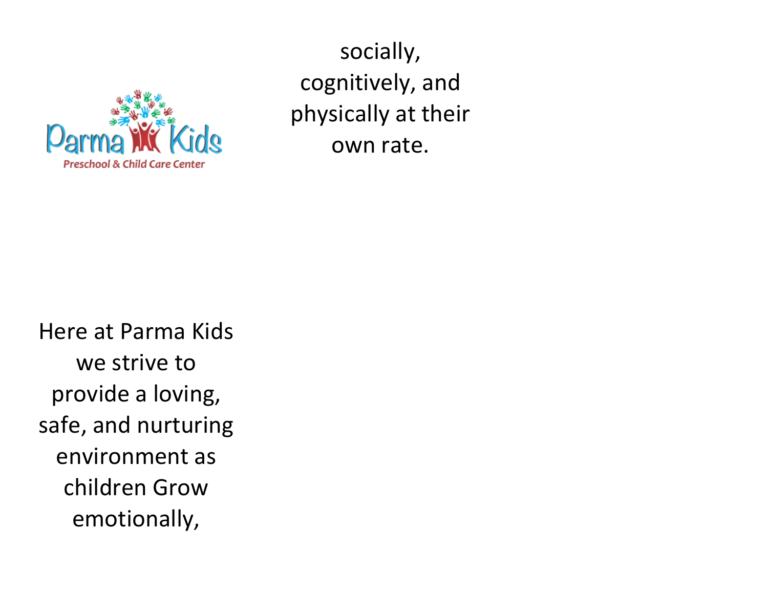Parma Kids

Preschool & Child Care Center

Here at Parma Kids we strive to provide a loving, safe, and nurturing environment as children Grow emotionally, socially, cognitively, and physically at their own rate.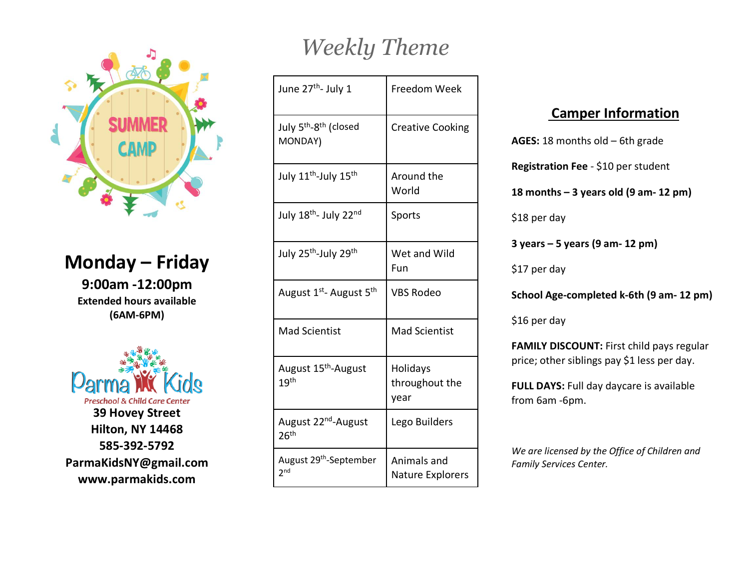SUMMER CAMP

## Monday – Friday

**9:00am -12:00pm**

**Extended hours available (6AM-6PM)**

Parma Kids
Preschool & Child Care Center

**39 Hovey Street**
**Hilton, NY 14468**
**585-392-5792**
**ParmaKidsNY@gmail.com**
**www.parmakids.com**

# *Weekly Theme*

| | |
|---|---|
| June 27th- July 1 | Freedom Week |
| July 5th-8th (closed MONDAY) | Creative Cooking |
| July 11th-July 15th | Around the World |
| July 18th- July 22nd | Sports |
| July 25th-July 29th | Wet and Wild Fun |
| August 1st- August 5th | VBS Rodeo |
| Mad Scientist | Mad Scientist |
| August 15th-August 19th | Holidays throughout the year |
| August 22nd-August 26th | Lego Builders |
| August 29th-September 2nd | Animals and Nature Explorers |

## Camper Information

**AGES:** 18 months old – 6th grade

**Registration Fee** - $10 per student

**18 months – 3 years old (9 am- 12 pm)**

$18 per day

**3 years – 5 years (9 am- 12 pm)**

$17 per day

**School Age-completed k-6th (9 am- 12 pm)**

$16 per day

**FAMILY DISCOUNT:** First child pays regular price; other siblings pay $1 less per day.

**FULL DAYS:** Full day daycare is available from 6am -6pm.

*We are licensed by the Office of Children and Family Services Center.*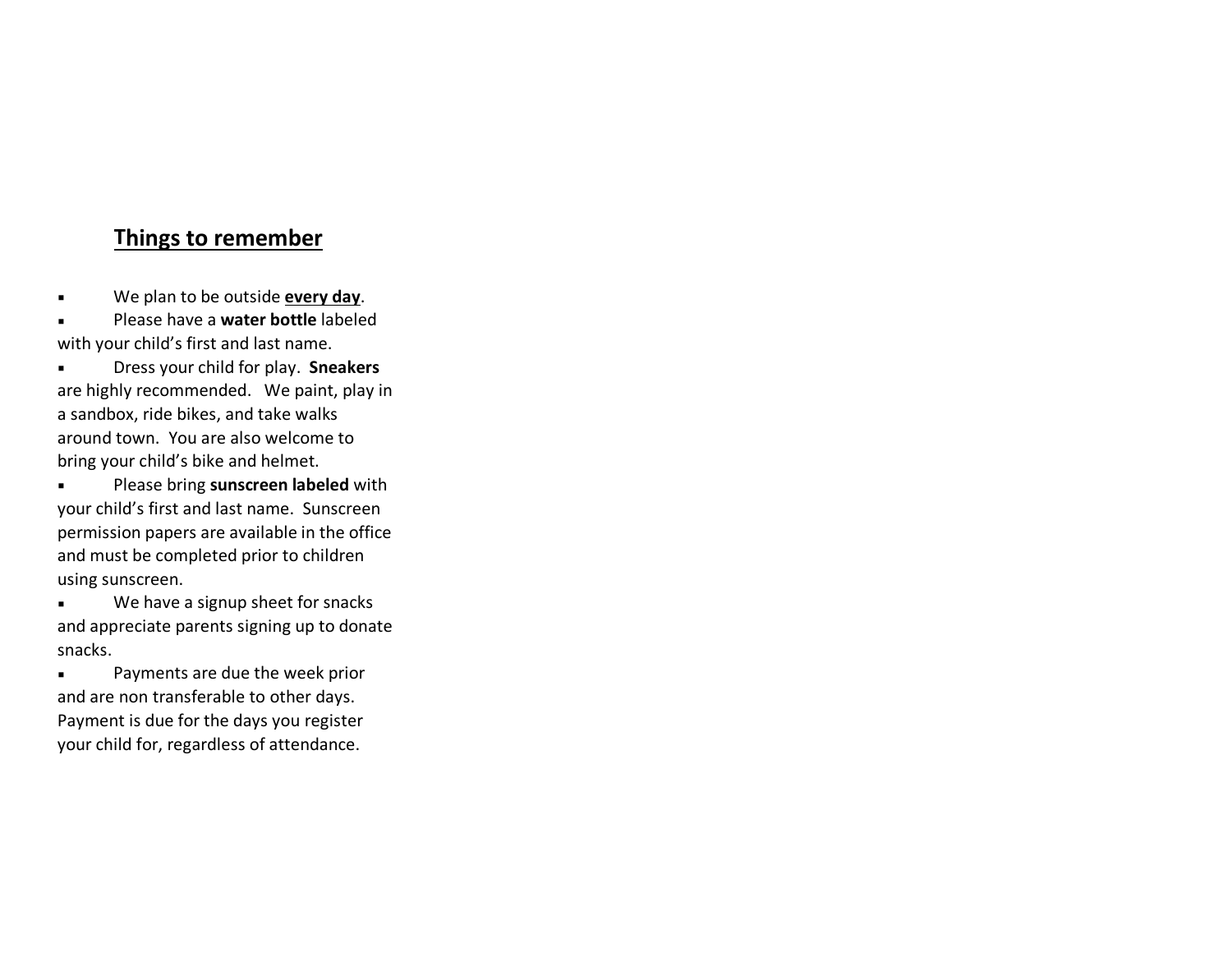## **Things to remember**

- We plan to be outside **every day**.
- Please have a **water bottle** labeled with your child's first and last name.
- Dress your child for play. **Sneakers** are highly recommended. We paint, play in a sandbox, ride bikes, and take walks around town. You are also welcome to bring your child's bike and helmet.
- Please bring **sunscreen labeled** with your child's first and last name. Sunscreen permission papers are available in the office and must be completed prior to children using sunscreen.
- We have a signup sheet for snacks and appreciate parents signing up to donate snacks.
- Payments are due the week prior and are non transferable to other days. Payment is due for the days you register your child for, regardless of attendance.